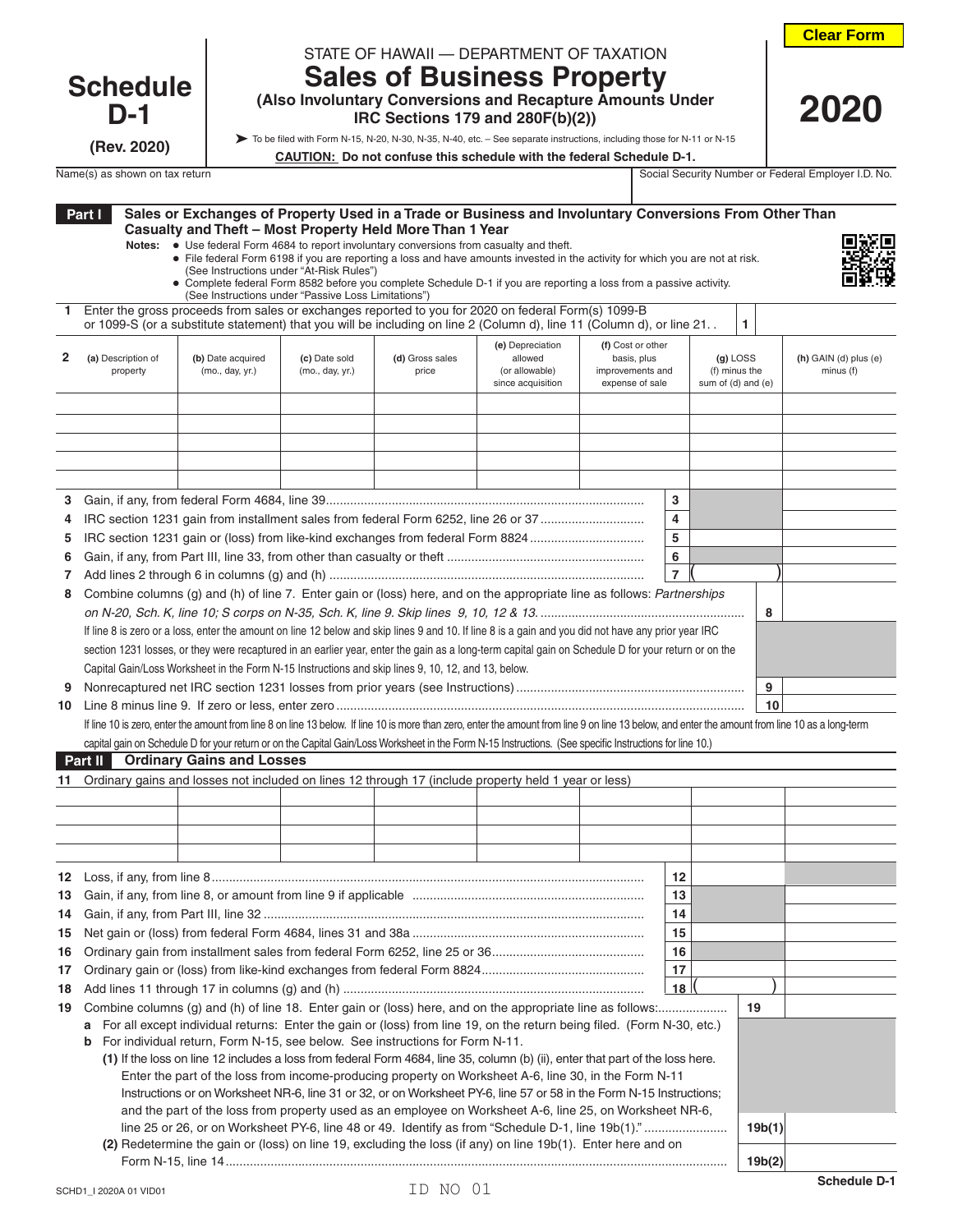Clear Form

# Schedule D-1

(Rev. 2020)

STATE OF HAWAII — DEPARTMENT OF TAXATION

## Sales of Business Property

**(Also Involuntary Conversions and Recapture Amounts Under IRC Sections 179 and 280F(b)(2))**

➤ To be filed with Form N-15, N-20, N-30, N-35, N-40, etc. – See separate instructions, including those for N-11 or N-15

**CAUTION: Do not confuse this schedule with the federal Schedule D-1.**

# 2020

Name(s) as shown on tax return | Social Security Number or Federal Employer I.D. No.

### Part I Sales or Exchanges of Property Used in a Trade or Business and Involuntary Conversions From Other Than Casualty and Theft – Most Property Held More Than 1 Year

**Notes:**
- Use federal Form 4684 to report involuntary conversions from casualty and theft.
- File federal Form 6198 if you are reporting a loss and have amounts invested in the activity for which you are not at risk. (See Instructions under "At-Risk Rules")
- Complete federal Form 8582 before you complete Schedule D-1 if you are reporting a loss from a passive activity. (See Instructions under "Passive Loss Limitations")

**1** Enter the gross proceeds from sales or exchanges reported to you for 2020 on federal Form(s) 1099-B or 1099-S (or a substitute statement) that you will be including on line 2 (Column d), line 11 (Column d), or line 21. . | **1** |

| 2 (a) Description of property | (b) Date acquired (mo., day, yr.) | (c) Date sold (mo., day, yr.) | (d) Gross sales price | (e) Depreciation allowed (or allowable) since acquisition | (f) Cost or other basis, plus improvements and expense of sale | (g) LOSS (f) minus the sum of (d) and (e) | (h) GAIN (d) plus (e) minus (f) |
|---|---|---|---|---|---|---|---|
| | | | | | | | |
| | | | | | | | |
| | | | | | | | |
| | | | | | | | |
| | | | | | | | |

| Line | Description | (g) | (h) |
|---|---|---|---|
| 3 | Gain, if any, from federal Form 4684, line 39 | | |
| 4 | IRC section 1231 gain from installment sales from federal Form 6252, line 26 or 37 | | |
| 5 | IRC section 1231 gain or (loss) from like-kind exchanges from federal Form 8824 | | |
| 6 | Gain, if any, from Part III, line 33, from other than casualty or theft | | |
| 7 | Add lines 2 through 6 in columns (g) and (h) | ( ) | |

**8** Combine columns (g) and (h) of line 7. Enter gain or (loss) here, and on the appropriate line as follows: *Partnerships on N-20, Sch. K, line 10; S corps on N-35, Sch. K, line 9. Skip lines 9, 10, 12 & 13.* | **8** |

If line 8 is zero or a loss, enter the amount on line 12 below and skip lines 9 and 10. If line 8 is a gain and you did not have any prior year IRC section 1231 losses, or they were recaptured in an earlier year, enter the gain as a long-term capital gain on Schedule D for your return or on the Capital Gain/Loss Worksheet in the Form N-15 Instructions and skip lines 9, 10, 12, and 13, below.

**9** Nonrecaptured net IRC section 1231 losses from prior years (see Instructions) | **9** |

**10** Line 8 minus line 9. If zero or less, enter zero | **10** |

If line 10 is zero, enter the amount from line 8 on line 13 below. If line 10 is more than zero, enter the amount from line 9 on line 13 below, and enter the amount from line 10 as a long-term capital gain on Schedule D for your return or on the Capital Gain/Loss Worksheet in the Form N-15 Instructions. (See specific Instructions for line 10.)

### Part II Ordinary Gains and Losses

**11** Ordinary gains and losses not included on lines 12 through 17 (include property held 1 year or less)

| | | | | | | | |
|---|---|---|---|---|---|---|---|
| | | | | | | | |
| | | | | | | | |
| | | | | | | | |
| | | | | | | | |

| Line | Description | (g) | (h) |
|---|---|---|---|
| 12 | Loss, if any, from line 8 | | |
| 13 | Gain, if any, from line 8, or amount from line 9 if applicable | | |
| 14 | Gain, if any, from Part III, line 32 | | |
| 15 | Net gain or (loss) from federal Form 4684, lines 31 and 38a | | |
| 16 | Ordinary gain from installment sales from federal Form 6252, line 25 or 36 | | |
| 17 | Ordinary gain or (loss) from like-kind exchanges from federal Form 8824 | | |
| 18 | Add lines 11 through 17 in columns (g) and (h) | ( ) | |

**19** Combine columns (g) and (h) of line 18. Enter gain or (loss) here, and on the appropriate line as follows: | **19** |

**a** For all except individual returns: Enter the gain or (loss) from line 19, on the return being filed. (Form N-30, etc.)

**b** For individual return, Form N-15, see below. See instructions for Form N-11.

**(1)** If the loss on line 12 includes a loss from federal Form 4684, line 35, column (b) (ii), enter that part of the loss here. Enter the part of the loss from income-producing property on Worksheet A-6, line 30, in the Form N-11 Instructions or on Worksheet NR-6, line 31 or 32, or on Worksheet PY-6, line 57 or 58 in the Form N-15 Instructions; and the part of the loss from property used as an employee on Worksheet A-6, line 25, on Worksheet NR-6, line 25 or 26, or on Worksheet PY-6, line 48 or 49. Identify as from "Schedule D-1, line 19b(1)." | **19b(1)** |

**(2)** Redetermine the gain or (loss) on line 19, excluding the loss (if any) on line 19b(1). Enter here and on Form N-15, line 14 | **19b(2)** |

SCHD1_I 2020A 01 VID01 ID NO 01 Schedule D-1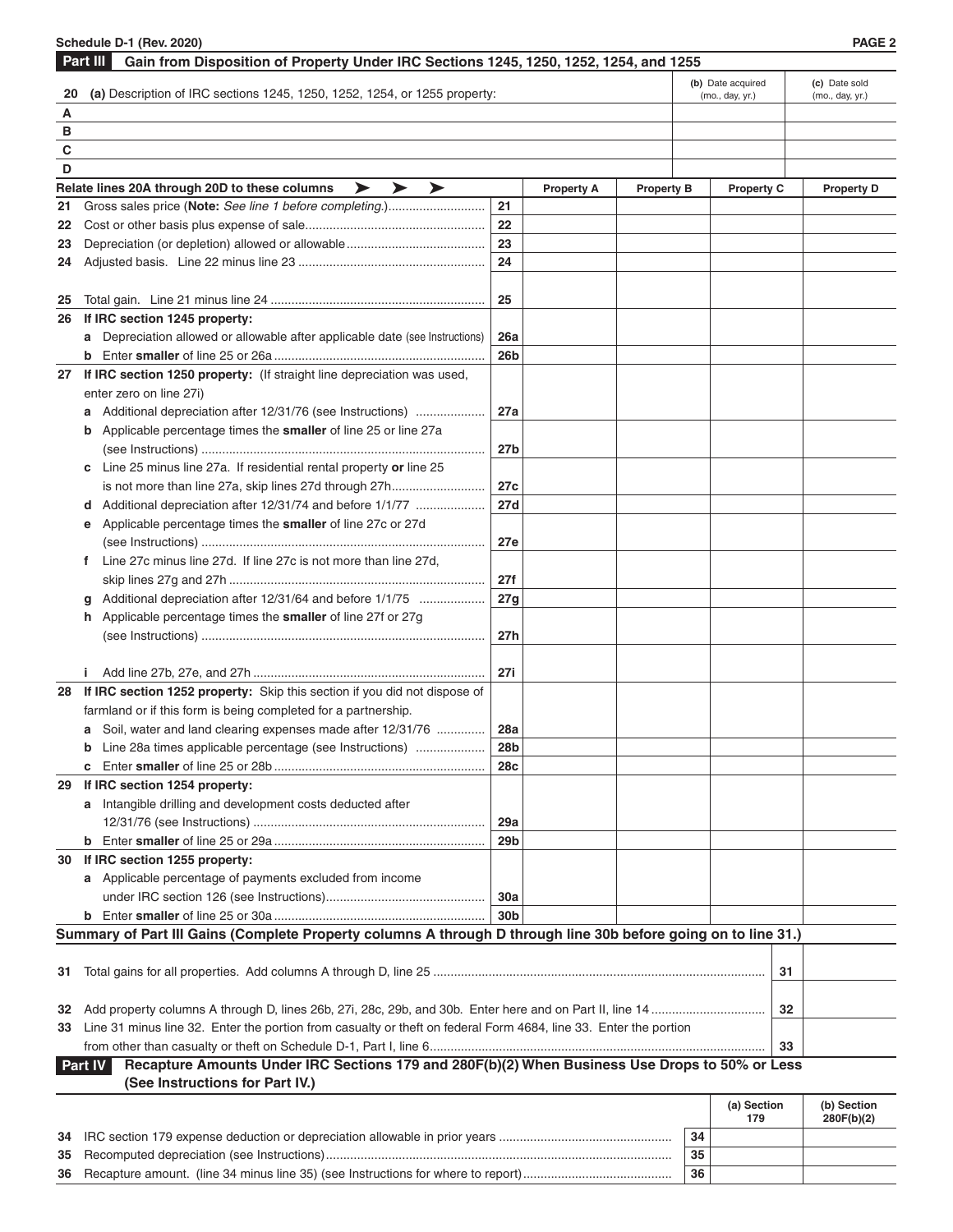Schedule D-1 (Rev. 2020)

## Part III Gain from Disposition of Property Under IRC Sections 1245, 1250, 1252, 1254, and 1255

| 20 | (a) Description of IRC sections 1245, 1250, 1252, 1254, or 1255 property: | (b) Date acquired (mo., day, yr.) | (c) Date sold (mo., day, yr.) |
|---|---|---|---|
| A | | | |
| B | | | |
| C | | | |
| D | | | |

| | Relate lines 20A through 20D to these columns ➤ ➤ ➤ | | Property A | Property B | Property C | Property D |
|---|---|---|---|---|---|---|
| 21 | Gross sales price (**Note:** *See line 1 before completing.*) | 21 | | | | |
| 22 | Cost or other basis plus expense of sale | 22 | | | | |
| 23 | Depreciation (or depletion) allowed or allowable | 23 | | | | |
| 24 | Adjusted basis. Line 22 minus line 23 | 24 | | | | |
| 25 | Total gain. Line 21 minus line 24 | 25 | | | | |
| 26 | **If IRC section 1245 property:** | | | | | |
| | **a** Depreciation allowed or allowable after applicable date (see Instructions) | 26a | | | | |
| | **b** Enter **smaller** of line 25 or 26a | 26b | | | | |
| 27 | **If IRC section 1250 property:** (If straight line depreciation was used, enter zero on line 27i) | | | | | |
| | **a** Additional depreciation after 12/31/76 (see Instructions) | 27a | | | | |
| | **b** Applicable percentage times the **smaller** of line 25 or line 27a (see Instructions) | 27b | | | | |
| | **c** Line 25 minus line 27a. If residential rental property **or** line 25 is not more than line 27a, skip lines 27d through 27h | 27c | | | | |
| | **d** Additional depreciation after 12/31/74 and before 1/1/77 | 27d | | | | |
| | **e** Applicable percentage times the **smaller** of line 27c or 27d (see Instructions) | 27e | | | | |
| | **f** Line 27c minus line 27d. If line 27c is not more than line 27d, skip lines 27g and 27h | 27f | | | | |
| | **g** Additional depreciation after 12/31/64 and before 1/1/75 | 27g | | | | |
| | **h** Applicable percentage times the **smaller** of line 27f or 27g (see Instructions) | 27h | | | | |
| | **i** Add line 27b, 27e, and 27h | 27i | | | | |
| 28 | **If IRC section 1252 property:** Skip this section if you did not dispose of farmland or if this form is being completed for a partnership. | | | | | |
| | **a** Soil, water and land clearing expenses made after 12/31/76 | 28a | | | | |
| | **b** Line 28a times applicable percentage (see Instructions) | 28b | | | | |
| | **c** Enter **smaller** of line 25 or 28b | 28c | | | | |
| 29 | **If IRC section 1254 property:** | | | | | |
| | **a** Intangible drilling and development costs deducted after 12/31/76 (see Instructions) | 29a | | | | |
| | **b** Enter **smaller** of line 25 or 29a | 29b | | | | |
| 30 | **If IRC section 1255 property:** | | | | | |
| | **a** Applicable percentage of payments excluded from income under IRC section 126 (see Instructions) | 30a | | | | |
| | **b** Enter **smaller** of line 25 or 30a | 30b | | | | |

### Summary of Part III Gains (Complete Property columns A through D through line 30b before going on to line 31.)

| | | | |
|---|---|---|---|
| 31 | Total gains for all properties. Add columns A through D, line 25 | 31 | |
| 32 | Add property columns A through D, lines 26b, 27i, 28c, 29b, and 30b. Enter here and on Part II, line 14 | 32 | |
| 33 | Line 31 minus line 32. Enter the portion from casualty or theft on federal Form 4684, line 33. Enter the portion from other than casualty or theft on Schedule D-1, Part I, line 6 | 33 | |

## Part IV Recapture Amounts Under IRC Sections 179 and 280F(b)(2) When Business Use Drops to 50% or Less (See Instructions for Part IV.)

| | | | (a) Section 179 | (b) Section 280F(b)(2) |
|---|---|---|---|---|
| 34 | IRC section 179 expense deduction or depreciation allowable in prior years | 34 | | |
| 35 | Recomputed depreciation (see Instructions) | 35 | | |
| 36 | Recapture amount. (line 34 minus line 35) (see Instructions for where to report) | 36 | | |